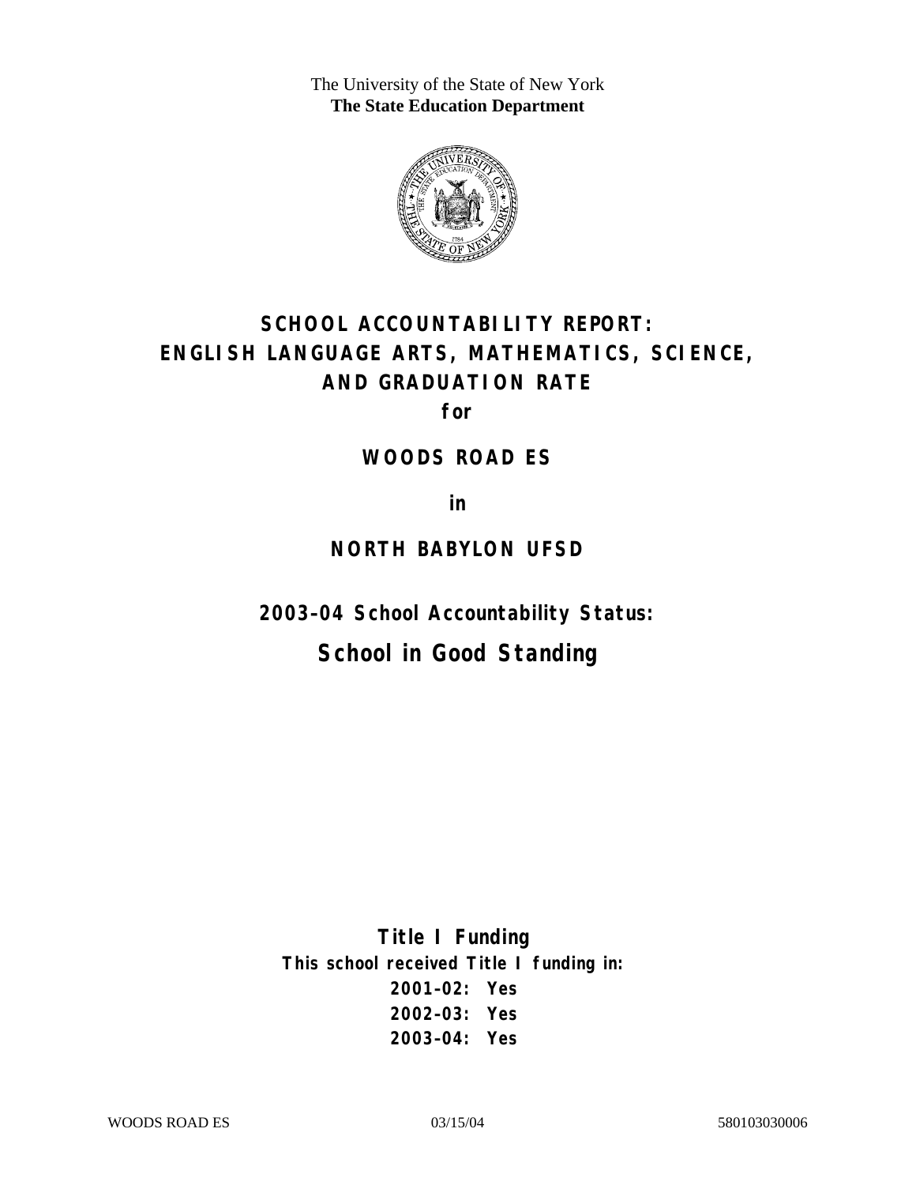The University of the State of New York
**The State Education Department**

# SCHOOL ACCOUNTABILITY REPORT: ENGLISH LANGUAGE ARTS, MATHEMATICS, SCIENCE, AND GRADUATION RATE

**for**

## WOODS ROAD ES

**in**

## NORTH BABYLON UFSD

### 2003–04 School Accountability Status:

## School in Good Standing

**Title I Funding**

**This school received Title I funding in:**

**2001–02: Yes**

**2002–03: Yes**

**2003–04: Yes**

WOODS ROAD ES 03/15/04 580103030006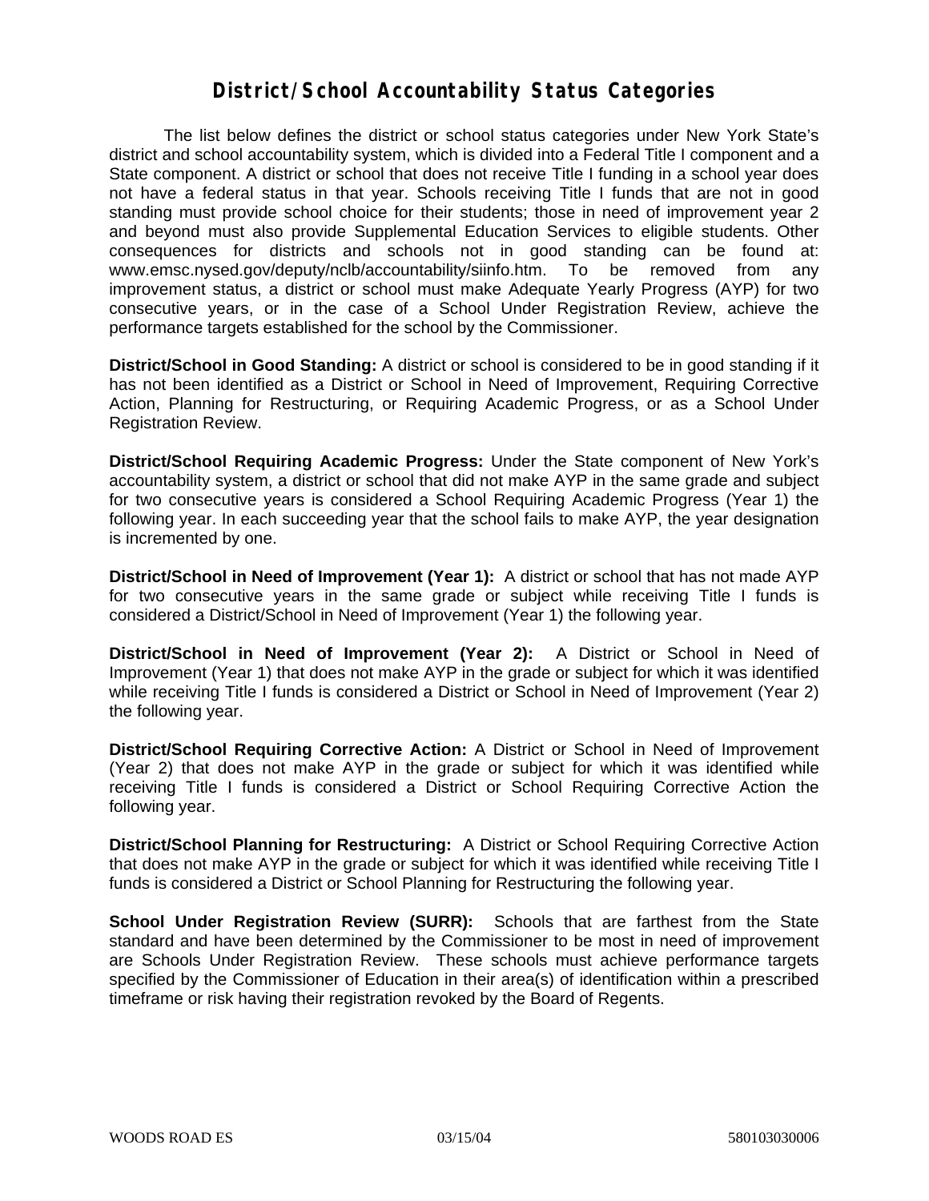# District/School Accountability Status Categories

The list below defines the district or school status categories under New York State's district and school accountability system, which is divided into a Federal Title I component and a State component. A district or school that does not receive Title I funding in a school year does not have a federal status in that year. Schools receiving Title I funds that are not in good standing must provide school choice for their students; those in need of improvement year 2 and beyond must also provide Supplemental Education Services to eligible students. Other consequences for districts and schools not in good standing can be found at: www.emsc.nysed.gov/deputy/nclb/accountability/siinfo.htm. To be removed from any improvement status, a district or school must make Adequate Yearly Progress (AYP) for two consecutive years, or in the case of a School Under Registration Review, achieve the performance targets established for the school by the Commissioner.

**District/School in Good Standing:** A district or school is considered to be in good standing if it has not been identified as a District or School in Need of Improvement, Requiring Corrective Action, Planning for Restructuring, or Requiring Academic Progress, or as a School Under Registration Review.

**District/School Requiring Academic Progress:** Under the State component of New York's accountability system, a district or school that did not make AYP in the same grade and subject for two consecutive years is considered a School Requiring Academic Progress (Year 1) the following year. In each succeeding year that the school fails to make AYP, the year designation is incremented by one.

**District/School in Need of Improvement (Year 1):** A district or school that has not made AYP for two consecutive years in the same grade or subject while receiving Title I funds is considered a District/School in Need of Improvement (Year 1) the following year.

**District/School in Need of Improvement (Year 2):** A District or School in Need of Improvement (Year 1) that does not make AYP in the grade or subject for which it was identified while receiving Title I funds is considered a District or School in Need of Improvement (Year 2) the following year.

**District/School Requiring Corrective Action:** A District or School in Need of Improvement (Year 2) that does not make AYP in the grade or subject for which it was identified while receiving Title I funds is considered a District or School Requiring Corrective Action the following year.

**District/School Planning for Restructuring:** A District or School Requiring Corrective Action that does not make AYP in the grade or subject for which it was identified while receiving Title I funds is considered a District or School Planning for Restructuring the following year.

**School Under Registration Review (SURR):** Schools that are farthest from the State standard and have been determined by the Commissioner to be most in need of improvement are Schools Under Registration Review. These schools must achieve performance targets specified by the Commissioner of Education in their area(s) of identification within a prescribed timeframe or risk having their registration revoked by the Board of Regents.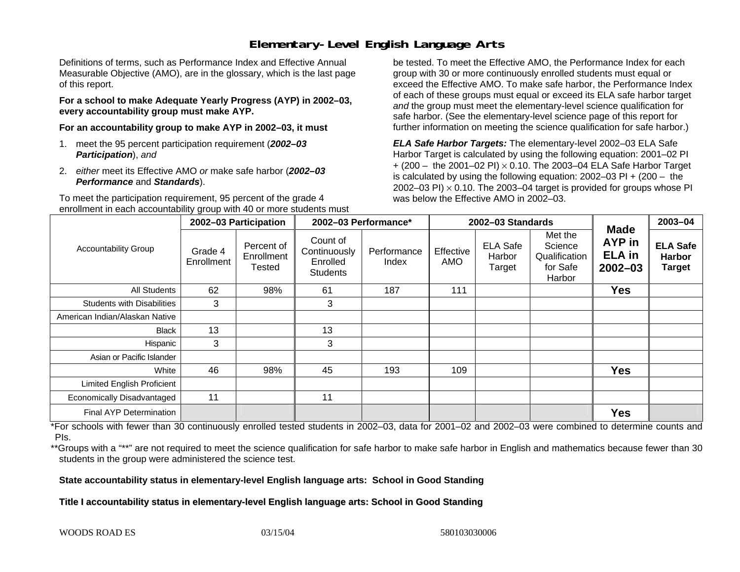# Elementary-Level English Language Arts

Definitions of terms, such as Performance Index and Effective Annual Measurable Objective (AMO), are in the glossary, which is the last page of this report.

**For a school to make Adequate Yearly Progress (AYP) in 2002–03, every accountability group must make AYP.**

**For an accountability group to make AYP in 2002–03, it must**

1. meet the 95 percent participation requirement (***2002–03 Participation***), *and*
2. *either* meet its Effective AMO *or* make safe harbor (***2002–03 Performance*** and ***Standards***).

To meet the participation requirement, 95 percent of the grade 4 enrollment in each accountability group with 40 or more students must be tested. To meet the Effective AMO, the Performance Index for each group with 30 or more continuously enrolled students must equal or exceed the Effective AMO. To make safe harbor, the Performance Index of each of these groups must equal or exceed its ELA safe harbor target *and* the group must meet the elementary-level science qualification for safe harbor. (See the elementary-level science page of this report for further information on meeting the science qualification for safe harbor.)

***ELA Safe Harbor Targets:*** The elementary-level 2002–03 ELA Safe Harbor Target is calculated by using the following equation: 2001–02 PI + (200 – the 2001–02 PI) × 0.10. The 2003–04 ELA Safe Harbor Target is calculated by using the following equation: 2002–03 PI + (200 – the 2002–03 PI) × 0.10. The 2003–04 target is provided for groups whose PI was below the Effective AMO in 2002–03.

| Accountability Group | 2002–03 Participation | | 2002–03 Performance* | | 2002–03 Standards | | | Made AYP in ELA in 2002–03 | 2003–04 |
|---|---|---|---|---|---|---|---|---|---|
| | Grade 4 Enrollment | Percent of Enrollment Tested | Count of Continuously Enrolled Students | Performance Index | Effective AMO | ELA Safe Harbor Target | Met the Science Qualification for Safe Harbor | | ELA Safe Harbor Target |
| All Students | 62 | 98% | 61 | 187 | 111 | | | Yes | |
| Students with Disabilities | 3 | | 3 | | | | | | |
| American Indian/Alaskan Native | | | | | | | | | |
| Black | 13 | | 13 | | | | | | |
| Hispanic | 3 | | 3 | | | | | | |
| Asian or Pacific Islander | | | | | | | | | |
| White | 46 | 98% | 45 | 193 | 109 | | | Yes | |
| Limited English Proficient | | | | | | | | | |
| Economically Disadvantaged | 11 | | 11 | | | | | | |
| Final AYP Determination | | | | | | | | Yes | |

*For schools with fewer than 30 continuously enrolled tested students in 2002–03, data for 2001–02 and 2002–03 were combined to determine counts and PIs.

**Groups with a "**" are not required to meet the science qualification for safe harbor to make safe harbor in English and mathematics because fewer than 30 students in the group were administered the science test.

**State accountability status in elementary-level English language arts: School in Good Standing**

**Title I accountability status in elementary-level English language arts: School in Good Standing**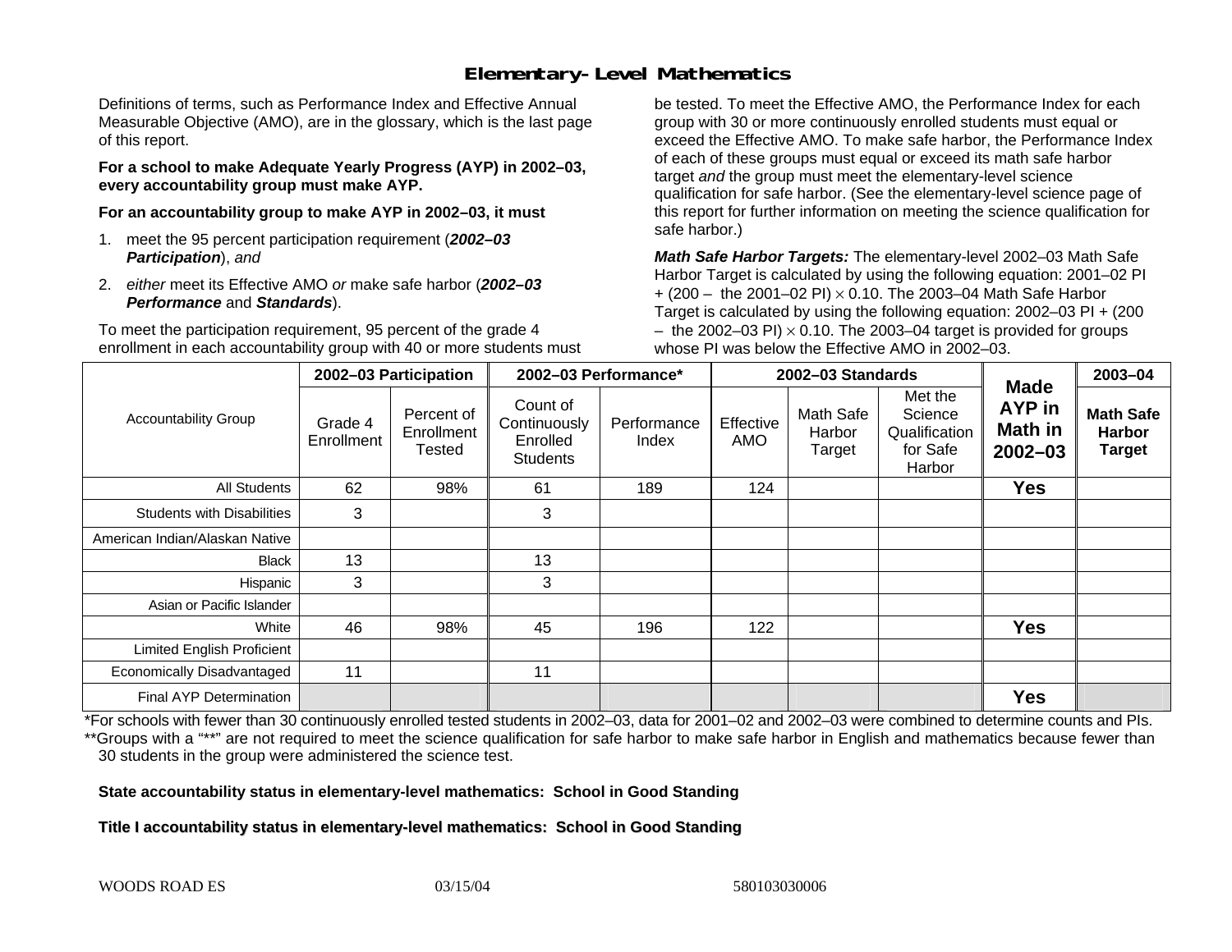# Elementary-Level Mathematics

Definitions of terms, such as Performance Index and Effective Annual Measurable Objective (AMO), are in the glossary, which is the last page of this report.

**For a school to make Adequate Yearly Progress (AYP) in 2002–03, every accountability group must make AYP.**

**For an accountability group to make AYP in 2002–03, it must**

1. meet the 95 percent participation requirement (***2002–03 Participation***), *and*
2. *either* meet its Effective AMO *or* make safe harbor (***2002–03 Performance*** and ***Standards***).

To meet the participation requirement, 95 percent of the grade 4 enrollment in each accountability group with 40 or more students must be tested. To meet the Effective AMO, the Performance Index for each group with 30 or more continuously enrolled students must equal or exceed the Effective AMO. To make safe harbor, the Performance Index of each of these groups must equal or exceed its math safe harbor target *and* the group must meet the elementary-level science qualification for safe harbor. (See the elementary-level science page of this report for further information on meeting the science qualification for safe harbor.)

***Math Safe Harbor Targets:*** The elementary-level 2002–03 Math Safe Harbor Target is calculated by using the following equation: 2001–02 PI + (200 – the 2001–02 PI) $\times$ 0.10. The 2003–04 Math Safe Harbor Target is calculated by using the following equation: 2002–03 PI + (200 – the 2002–03 PI) $\times$ 0.10. The 2003–04 target is provided for groups whose PI was below the Effective AMO in 2002–03.

| Accountability Group | 2002–03 Participation | | 2002–03 Performance* | | 2002–03 Standards | | | Made AYP in Math in 2002–03 | 2003–04 |
|---|---|---|---|---|---|---|---|---|---|
| | Grade 4 Enrollment | Percent of Enrollment Tested | Count of Continuously Enrolled Students | Performance Index | Effective AMO | Math Safe Harbor Target | Met the Science Qualification for Safe Harbor | | Math Safe Harbor Target |
| All Students | 62 | 98% | 61 | 189 | 124 | | | **Yes** | |
| Students with Disabilities | 3 | | 3 | | | | | | |
| American Indian/Alaskan Native | | | | | | | | | |
| Black | 13 | | 13 | | | | | | |
| Hispanic | 3 | | 3 | | | | | | |
| Asian or Pacific Islander | | | | | | | | | |
| White | 46 | 98% | 45 | 196 | 122 | | | **Yes** | |
| Limited English Proficient | | | | | | | | | |
| Economically Disadvantaged | 11 | | 11 | | | | | | |
| Final AYP Determination | | | | | | | | **Yes** | |

*For schools with fewer than 30 continuously enrolled tested students in 2002–03, data for 2001–02 and 2002–03 were combined to determine counts and PIs.

**Groups with a "**" are not required to meet the science qualification for safe harbor to make safe harbor in English and mathematics because fewer than 30 students in the group were administered the science test.

**State accountability status in elementary-level mathematics: School in Good Standing**

**Title I accountability status in elementary-level mathematics: School in Good Standing**

WOODS ROAD ES 03/15/04 580103030006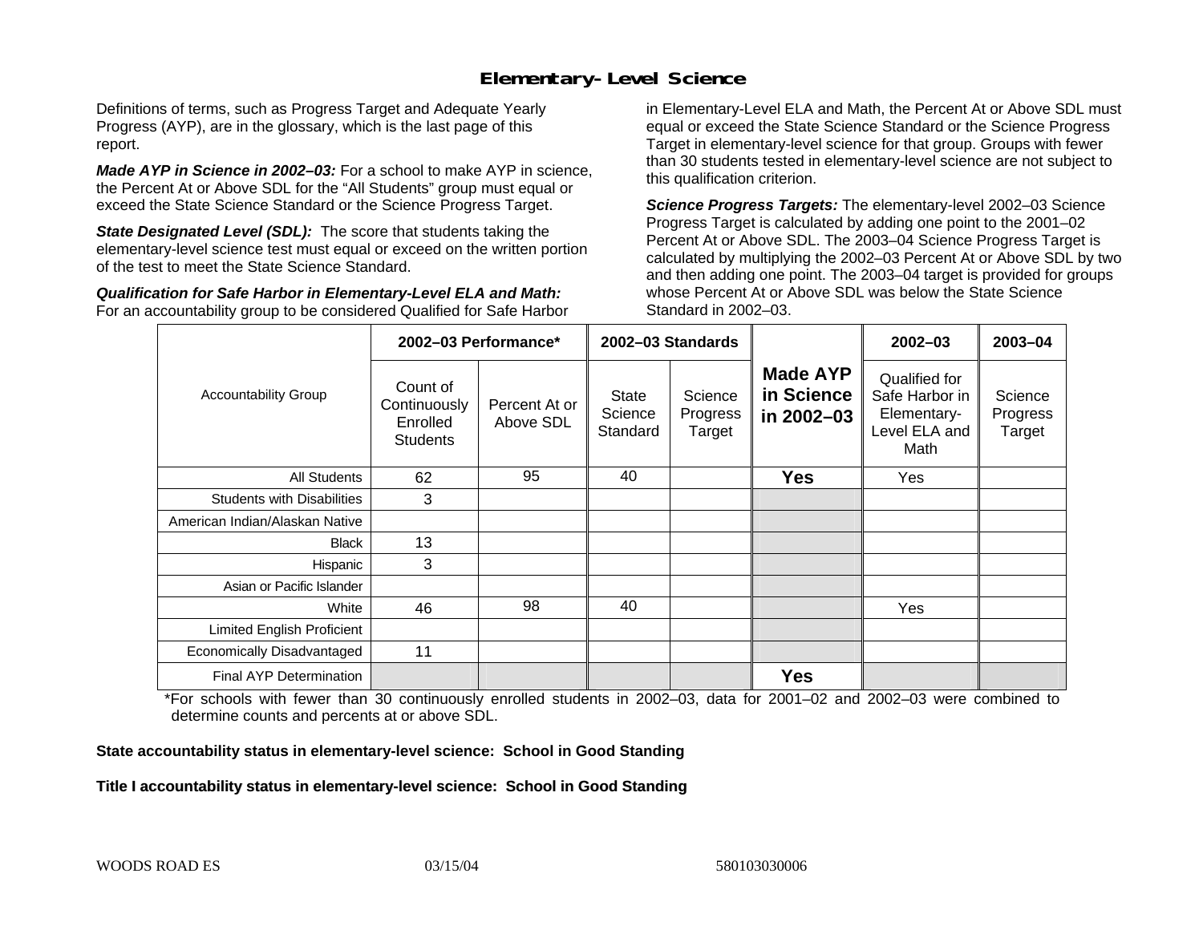## Elementary-Level Science

Definitions of terms, such as Progress Target and Adequate Yearly Progress (AYP), are in the glossary, which is the last page of this report.

***Made AYP in Science in 2002–03:*** For a school to make AYP in science, the Percent At or Above SDL for the "All Students" group must equal or exceed the State Science Standard or the Science Progress Target.

***State Designated Level (SDL):*** The score that students taking the elementary-level science test must equal or exceed on the written portion of the test to meet the State Science Standard.

***Qualification for Safe Harbor in Elementary-Level ELA and Math:*** For an accountability group to be considered Qualified for Safe Harbor in Elementary-Level ELA and Math, the Percent At or Above SDL must equal or exceed the State Science Standard or the Science Progress Target in elementary-level science for that group. Groups with fewer than 30 students tested in elementary-level science are not subject to this qualification criterion.

***Science Progress Targets:*** The elementary-level 2002–03 Science Progress Target is calculated by adding one point to the 2001–02 Percent At or Above SDL. The 2003–04 Science Progress Target is calculated by multiplying the 2002–03 Percent At or Above SDL by two and then adding one point. The 2003–04 target is provided for groups whose Percent At or Above SDL was below the State Science Standard in 2002–03.

| Accountability Group | 2002–03 Performance* | | 2002–03 Standards | | Made AYP in Science in 2002–03 | 2002–03 | 2003–04 |
|---|---|---|---|---|---|---|---|
| | Count of Continuously Enrolled Students | Percent At or Above SDL | State Science Standard | Science Progress Target | | Qualified for Safe Harbor in Elementary-Level ELA and Math | Science Progress Target |
| All Students | 62 | 95 | 40 | | **Yes** | Yes | |
| Students with Disabilities | 3 | | | | | | |
| American Indian/Alaskan Native | | | | | | | |
| Black | 13 | | | | | | |
| Hispanic | 3 | | | | | | |
| Asian or Pacific Islander | | | | | | | |
| White | 46 | 98 | 40 | | | Yes | |
| Limited English Proficient | | | | | | | |
| Economically Disadvantaged | 11 | | | | | | |
| Final AYP Determination | | | | | **Yes** | | |

*For schools with fewer than 30 continuously enrolled students in 2002–03, data for 2001–02 and 2002–03 were combined to determine counts and percents at or above SDL.

**State accountability status in elementary-level science: School in Good Standing**

**Title I accountability status in elementary-level science: School in Good Standing**

WOODS ROAD ES 03/15/04 580103030006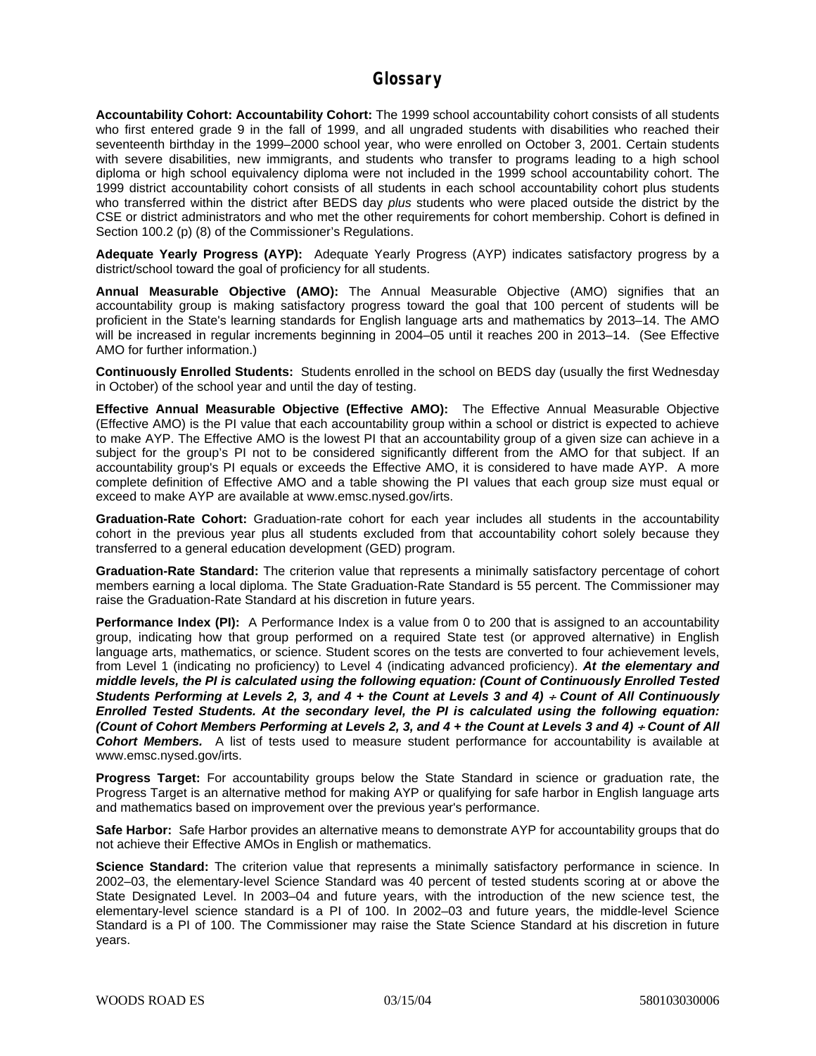# Glossary

**Accountability Cohort: Accountability Cohort:** The 1999 school accountability cohort consists of all students who first entered grade 9 in the fall of 1999, and all ungraded students with disabilities who reached their seventeenth birthday in the 1999–2000 school year, who were enrolled on October 3, 2001. Certain students with severe disabilities, new immigrants, and students who transfer to programs leading to a high school diploma or high school equivalency diploma were not included in the 1999 school accountability cohort. The 1999 district accountability cohort consists of all students in each school accountability cohort plus students who transferred within the district after BEDS day *plus* students who were placed outside the district by the CSE or district administrators and who met the other requirements for cohort membership. Cohort is defined in Section 100.2 (p) (8) of the Commissioner's Regulations.

**Adequate Yearly Progress (AYP):** Adequate Yearly Progress (AYP) indicates satisfactory progress by a district/school toward the goal of proficiency for all students.

**Annual Measurable Objective (AMO):** The Annual Measurable Objective (AMO) signifies that an accountability group is making satisfactory progress toward the goal that 100 percent of students will be proficient in the State's learning standards for English language arts and mathematics by 2013–14. The AMO will be increased in regular increments beginning in 2004–05 until it reaches 200 in 2013–14. (See Effective AMO for further information.)

**Continuously Enrolled Students:** Students enrolled in the school on BEDS day (usually the first Wednesday in October) of the school year and until the day of testing.

**Effective Annual Measurable Objective (Effective AMO):** The Effective Annual Measurable Objective (Effective AMO) is the PI value that each accountability group within a school or district is expected to achieve to make AYP. The Effective AMO is the lowest PI that an accountability group of a given size can achieve in a subject for the group's PI not to be considered significantly different from the AMO for that subject. If an accountability group's PI equals or exceeds the Effective AMO, it is considered to have made AYP. A more complete definition of Effective AMO and a table showing the PI values that each group size must equal or exceed to make AYP are available at www.emsc.nysed.gov/irts.

**Graduation-Rate Cohort:** Graduation-rate cohort for each year includes all students in the accountability cohort in the previous year plus all students excluded from that accountability cohort solely because they transferred to a general education development (GED) program.

**Graduation-Rate Standard:** The criterion value that represents a minimally satisfactory percentage of cohort members earning a local diploma. The State Graduation-Rate Standard is 55 percent. The Commissioner may raise the Graduation-Rate Standard at his discretion in future years.

**Performance Index (PI):** A Performance Index is a value from 0 to 200 that is assigned to an accountability group, indicating how that group performed on a required State test (or approved alternative) in English language arts, mathematics, or science. Student scores on the tests are converted to four achievement levels, from Level 1 (indicating no proficiency) to Level 4 (indicating advanced proficiency). ***At the elementary and middle levels, the PI is calculated using the following equation: (Count of Continuously Enrolled Tested Students Performing at Levels 2, 3, and 4 + the Count at Levels 3 and 4) ÷ Count of All Continuously Enrolled Tested Students. At the secondary level, the PI is calculated using the following equation: (Count of Cohort Members Performing at Levels 2, 3, and 4 + the Count at Levels 3 and 4) ÷ Count of All Cohort Members.*** A list of tests used to measure student performance for accountability is available at www.emsc.nysed.gov/irts.

**Progress Target:** For accountability groups below the State Standard in science or graduation rate, the Progress Target is an alternative method for making AYP or qualifying for safe harbor in English language arts and mathematics based on improvement over the previous year's performance.

**Safe Harbor:** Safe Harbor provides an alternative means to demonstrate AYP for accountability groups that do not achieve their Effective AMOs in English or mathematics.

**Science Standard:** The criterion value that represents a minimally satisfactory performance in science. In 2002–03, the elementary-level Science Standard was 40 percent of tested students scoring at or above the State Designated Level. In 2003–04 and future years, with the introduction of the new science test, the elementary-level science standard is a PI of 100. In 2002–03 and future years, the middle-level Science Standard is a PI of 100. The Commissioner may raise the State Science Standard at his discretion in future years.